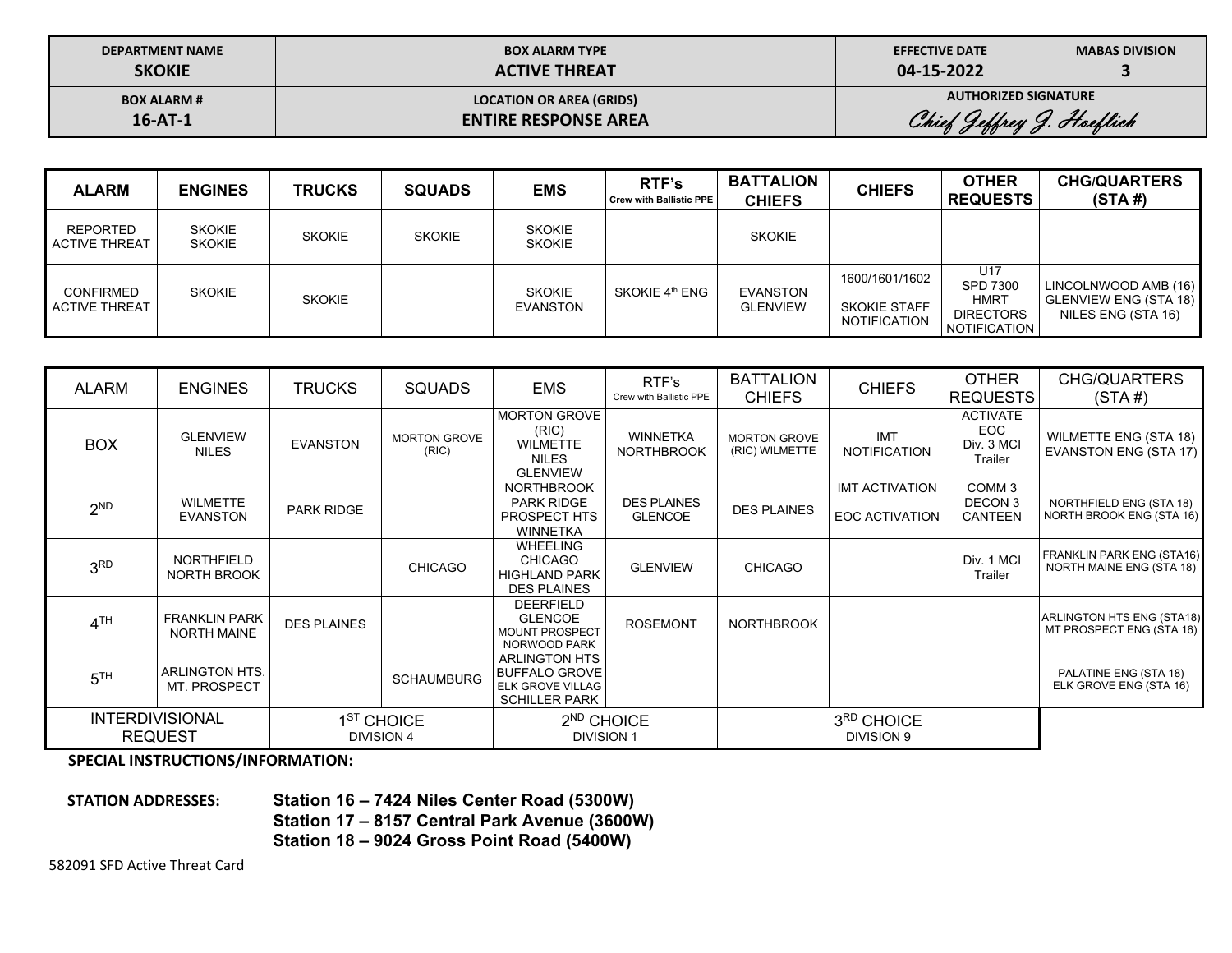| DEPARTMENT NAME | BOX ALARM TYPE | EFFECTIVE DATE | MABAS DIVISION |
|---|---|---|---|
| **SKOKIE** | **ACTIVE THREAT** | **04-15-2022** | **3** |
| **BOX ALARM #** | **LOCATION OR AREA (GRIDS)** | **AUTHORIZED SIGNATURE** | |
| **16-AT-1** | **ENTIRE RESPONSE AREA** | *Chief Jeffrey J. Hoeflich* | |

| ALARM | ENGINES | TRUCKS | SQUADS | EMS | RTF's Crew with Ballistic PPE | BATTALION CHIEFS | CHIEFS | OTHER REQUESTS | CHG/QUARTERS (STA #) |
|---|---|---|---|---|---|---|---|---|---|
| REPORTED ACTIVE THREAT | SKOKIE SKOKIE | SKOKIE | SKOKIE | SKOKIE SKOKIE | | SKOKIE | | | |
| CONFIRMED ACTIVE THREAT | SKOKIE | SKOKIE | | SKOKIE EVANSTON | SKOKIE 4th ENG | EVANSTON GLENVIEW | 1600/1601/1602 SKOKIE STAFF NOTIFICATION | U17 SPD 7300 HMRT DIRECTORS NOTIFICATION | LINCOLNWOOD AMB (16) GLENVIEW ENG (STA 18) NILES ENG (STA 16) |

| ALARM | ENGINES | TRUCKS | SQUADS | EMS | RTF's Crew with Ballistic PPE | BATTALION CHIEFS | CHIEFS | OTHER REQUESTS | CHG/QUARTERS (STA #) |
|---|---|---|---|---|---|---|---|---|---|
| BOX | GLENVIEW NILES | EVANSTON | MORTON GROVE (RIC) | MORTON GROVE (RIC) WILMETTE NILES GLENVIEW | WINNETKA NORTHBROOK | MORTON GROVE (RIC) WILMETTE | IMT NOTIFICATION | ACTIVATE EOC Div. 3 MCI Trailer | WILMETTE ENG (STA 18) EVANSTON ENG (STA 17) |
| 2ND | WILMETTE EVANSTON | PARK RIDGE | | NORTHBROOK PARK RIDGE PROSPECT HTS WINNETKA | DES PLAINES GLENCOE | DES PLAINES | IMT ACTIVATION EOC ACTIVATION | COMM 3 DECON 3 CANTEEN | NORTHFIELD ENG (STA 18) NORTH BROOK ENG (STA 16) |
| 3RD | NORTHFIELD NORTH BROOK | | CHICAGO | WHEELING CHICAGO HIGHLAND PARK DES PLAINES | GLENVIEW | CHICAGO | | Div. 1 MCI Trailer | FRANKLIN PARK ENG (STA16) NORTH MAINE ENG (STA 18) |
| 4TH | FRANKLIN PARK NORTH MAINE | DES PLAINES | | DEERFIELD GLENCOE MOUNT PROSPECT NORWOOD PARK | ROSEMONT | NORTHBROOK | | | ARLINGTON HTS ENG (STA18) MT PROSPECT ENG (STA 16) |
| 5TH | ARLINGTON HTS. MT. PROSPECT | | SCHAUMBURG | ARLINGTON HTS BUFFALO GROVE ELK GROVE VILLAG SCHILLER PARK | | | | | PALATINE ENG (STA 18) ELK GROVE ENG (STA 16) |
| INTERDIVISIONAL REQUEST | | 1ST CHOICE DIVISION 4 | | 2ND CHOICE DIVISION 1 | | 3RD CHOICE DIVISION 9 | | | |

**SPECIAL INSTRUCTIONS/INFORMATION:**

**STATION ADDRESSES:**
**Station 16 – 7424 Niles Center Road (5300W)**
**Station 17 – 8157 Central Park Avenue (3600W)**
**Station 18 – 9024 Gross Point Road (5400W)**

582091 SFD Active Threat Card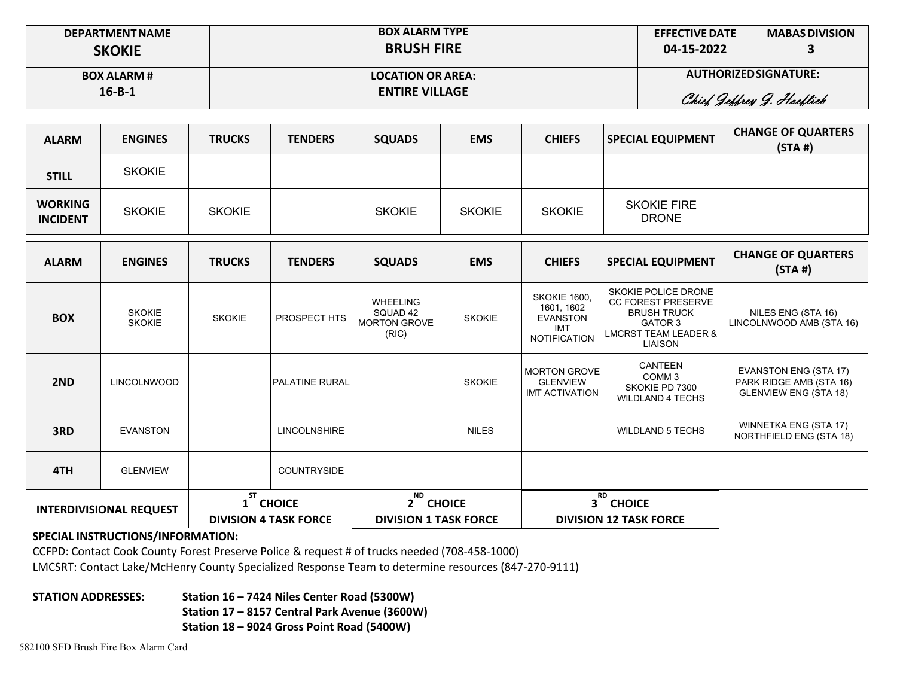| DEPARTMENT NAME | BOX ALARM TYPE | EFFECTIVE DATE | MABAS DIVISION |
|---|---|---|---|
| **SKOKIE** | **BRUSH FIRE** | **04-15-2022** | **3** |
| **BOX ALARM #** | **LOCATION OR AREA:** | **AUTHORIZED SIGNATURE:** | |
| **16-B-1** | **ENTIRE VILLAGE** | *Chief Jeffrey J. Hoeflich* | |

| ALARM | ENGINES | TRUCKS | TENDERS | SQUADS | EMS | CHIEFS | SPECIAL EQUIPMENT | CHANGE OF QUARTERS (STA #) |
|---|---|---|---|---|---|---|---|---|
| **STILL** | SKOKIE | | | | | | | |
| **WORKING INCIDENT** | SKOKIE | SKOKIE | | SKOKIE | SKOKIE | SKOKIE | SKOKIE FIRE DRONE | |

| ALARM | ENGINES | TRUCKS | TENDERS | SQUADS | EMS | CHIEFS | SPECIAL EQUIPMENT | CHANGE OF QUARTERS (STA #) |
|---|---|---|---|---|---|---|---|---|
| **BOX** | SKOKIE<br>SKOKIE | SKOKIE | PROSPECT HTS | WHEELING SQUAD 42<br>MORTON GROVE (RIC) | SKOKIE | SKOKIE 1600, 1601, 1602<br>EVANSTON<br>IMT NOTIFICATION | SKOKIE POLICE DRONE<br>CC FOREST PRESERVE BRUSH TRUCK<br>GATOR 3<br>LMCRST TEAM LEADER & LIAISON | NILES ENG (STA 16)<br>LINCOLNWOOD AMB (STA 16) |
| **2ND** | LINCOLNWOOD | | PALATINE RURAL | | SKOKIE | MORTON GROVE<br>GLENVIEW<br>IMT ACTIVATION | CANTEEN<br>COMM 3<br>SKOKIE PD 7300<br>WILDLAND 4 TECHS | EVANSTON ENG (STA 17)<br>PARK RIDGE AMB (STA 16)<br>GLENVIEW ENG (STA 18) |
| **3RD** | EVANSTON | | LINCOLNSHIRE | | NILES | | WILDLAND 5 TECHS | WINNETKA ENG (STA 17)<br>NORTHFIELD ENG (STA 18) |
| **4TH** | GLENVIEW | | COUNTRYSIDE | | | | | |
| **INTERDIVISIONAL REQUEST** | | **1ST CHOICE**<br>**DIVISION 4 TASK FORCE** | | **2ND CHOICE**<br>**DIVISION 1 TASK FORCE** | | **3RD CHOICE**<br>**DIVISION 12 TASK FORCE** | | |

**SPECIAL INSTRUCTIONS/INFORMATION:**

CCFPD: Contact Cook County Forest Preserve Police & request # of trucks needed (708-458-1000)

LMCSRT: Contact Lake/McHenry County Specialized Response Team to determine resources (847-270-9111)

**STATION ADDRESSES:**

**Station 16 – 7424 Niles Center Road (5300W)**
**Station 17 – 8157 Central Park Avenue (3600W)**
**Station 18 – 9024 Gross Point Road (5400W)**

582100 SFD Brush Fire Box Alarm Card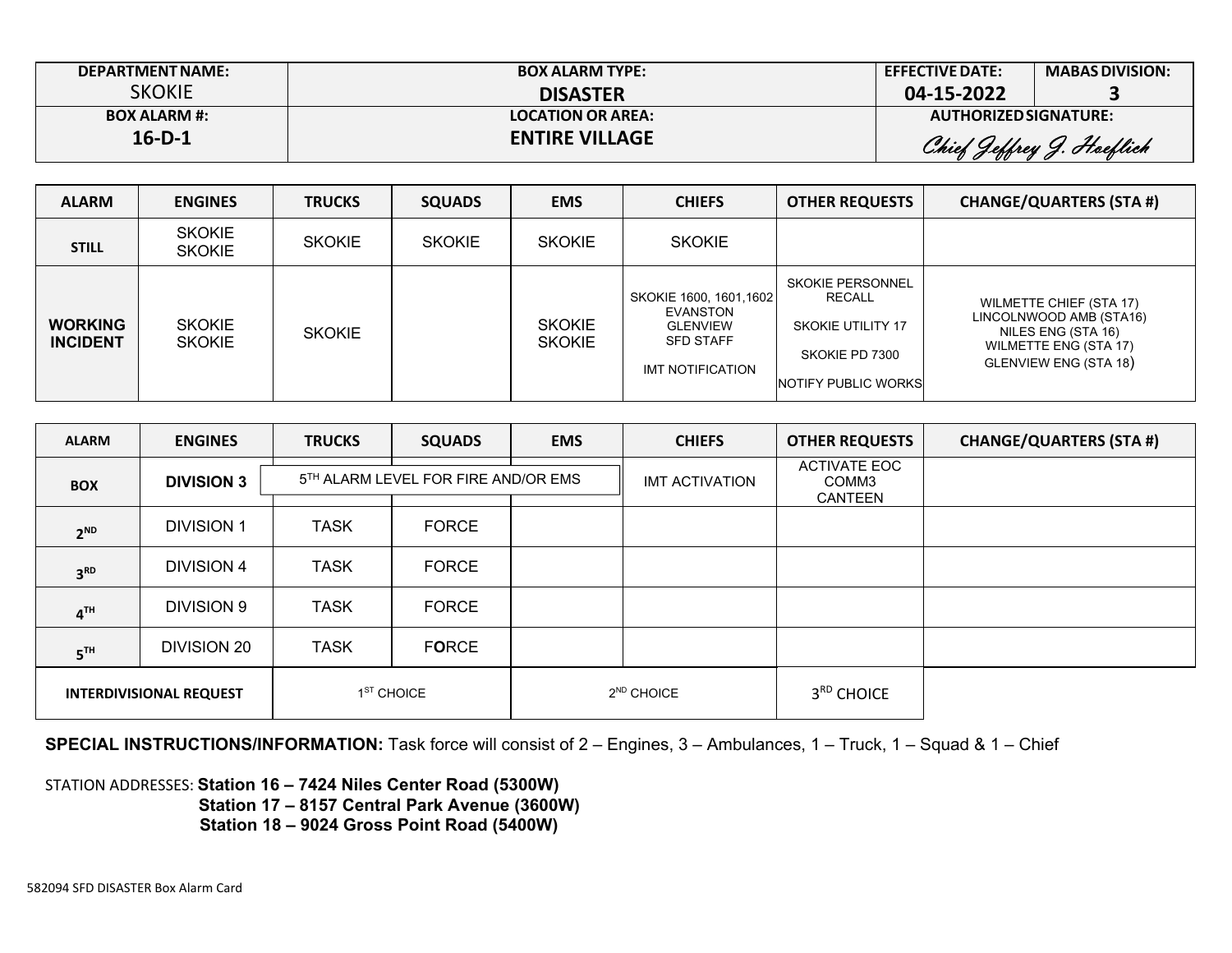| DEPARTMENT NAME: | BOX ALARM TYPE: | EFFECTIVE DATE: | MABAS DIVISION: |
|---|---|---|---|
| SKOKIE | **DISASTER** | **04-15-2022** | **3** |
| **BOX ALARM #:** | **LOCATION OR AREA:** | **AUTHORIZED SIGNATURE:** | |
| **16-D-1** | **ENTIRE VILLAGE** | *Chief Jeffrey J. Hoeflich* | |

| ALARM | ENGINES | TRUCKS | SQUADS | EMS | CHIEFS | OTHER REQUESTS | CHANGE/QUARTERS (STA #) |
|---|---|---|---|---|---|---|---|
| **STILL** | SKOKIE<br>SKOKIE | SKOKIE | SKOKIE | SKOKIE | SKOKIE | | |
| **WORKING INCIDENT** | SKOKIE<br>SKOKIE | SKOKIE | | SKOKIE<br>SKOKIE | SKOKIE 1600, 1601,1602<br>EVANSTON<br>GLENVIEW<br>SFD STAFF<br><br>IMT NOTIFICATION | SKOKIE PERSONNEL RECALL<br><br>SKOKIE UTILITY 17<br><br>SKOKIE PD 7300<br><br>NOTIFY PUBLIC WORKS | WILMETTE CHIEF (STA 17)<br>LINCOLNWOOD AMB (STA16)<br>NILES ENG (STA 16)<br>WILMETTE ENG (STA 17)<br>GLENVIEW ENG (STA 18) |

| ALARM | ENGINES | TRUCKS | SQUADS | EMS | CHIEFS | OTHER REQUESTS | CHANGE/QUARTERS (STA #) |
|---|---|---|---|---|---|---|---|
| **BOX** | **DIVISION 3** | 5TH ALARM LEVEL FOR FIRE AND/OR EMS | | | IMT ACTIVATION | ACTIVATE EOC<br>COMM3<br>CANTEEN | |
| **2ND** | DIVISION 1 | TASK | FORCE | | | | |
| **3RD** | DIVISION 4 | TASK | FORCE | | | | |
| **4TH** | DIVISION 9 | TASK | FORCE | | | | |
| **5TH** | DIVISION 20 | TASK | FORCE | | | | |
| **INTERDIVISIONAL REQUEST** | | 1ST CHOICE | | 2ND CHOICE | | 3RD CHOICE | |

**SPECIAL INSTRUCTIONS/INFORMATION:** Task force will consist of 2 – Engines, 3 – Ambulances, 1 – Truck, 1 – Squad & 1 – Chief

STATION ADDRESSES: **Station 16 – 7424 Niles Center Road (5300W)**
**Station 17 – 8157 Central Park Avenue (3600W)**
**Station 18 – 9024 Gross Point Road (5400W)**

582094 SFD DISASTER Box Alarm Card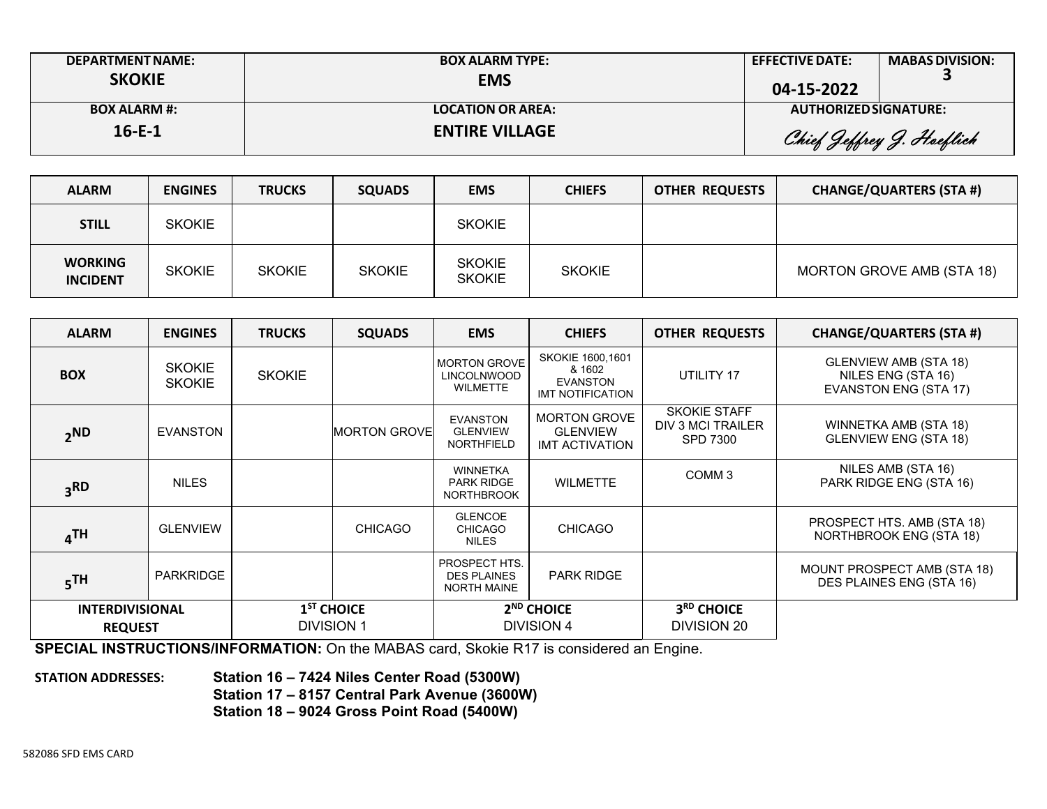| DEPARTMENT NAME: | BOX ALARM TYPE: | EFFECTIVE DATE: | MABAS DIVISION: |
|---|---|---|---|
| **SKOKIE** | **EMS** | **04-15-2022** | **3** |
| **BOX ALARM #:** | **LOCATION OR AREA:** | **AUTHORIZED SIGNATURE:** | |
| **16-E-1** | **ENTIRE VILLAGE** | *Chief Jeffrey J. Hoeflich* | |

| ALARM | ENGINES | TRUCKS | SQUADS | EMS | CHIEFS | OTHER REQUESTS | CHANGE/QUARTERS (STA #) |
|---|---|---|---|---|---|---|---|
| **STILL** | SKOKIE | | | SKOKIE | | | |
| **WORKING INCIDENT** | SKOKIE | SKOKIE | SKOKIE | SKOKIE<br>SKOKIE | SKOKIE | | MORTON GROVE AMB (STA 18) |

| ALARM | ENGINES | TRUCKS | SQUADS | EMS | CHIEFS | OTHER REQUESTS | CHANGE/QUARTERS (STA #) |
|---|---|---|---|---|---|---|---|
| **BOX** | SKOKIE<br>SKOKIE | SKOKIE | | MORTON GROVE<br>LINCOLNWOOD<br>WILMETTE | SKOKIE 1600,1601 & 1602<br>EVANSTON<br>IMT NOTIFICATION | UTILITY 17 | GLENVIEW AMB (STA 18)<br>NILES ENG (STA 16)<br>EVANSTON ENG (STA 17) |
| **2ND** | EVANSTON | | MORTON GROVE | EVANSTON<br>GLENVIEW<br>NORTHFIELD | MORTON GROVE<br>GLENVIEW<br>IMT ACTIVATION | SKOKIE STAFF<br>DIV 3 MCI TRAILER<br>SPD 7300 | WINNETKA AMB (STA 18)<br>GLENVIEW ENG (STA 18) |
| **3RD** | NILES | | | WINNETKA<br>PARK RIDGE<br>NORTHBROOK | WILMETTE | COMM 3 | NILES AMB (STA 16)<br>PARK RIDGE ENG (STA 16) |
| **4TH** | GLENVIEW | | CHICAGO | GLENCOE<br>CHICAGO<br>NILES | CHICAGO | | PROSPECT HTS. AMB (STA 18)<br>NORTHBROOK ENG (STA 18) |
| **5TH** | PARKRIDGE | | | PROSPECT HTS.<br>DES PLAINES<br>NORTH MAINE | PARK RIDGE | | MOUNT PROSPECT AMB (STA 18)<br>DES PLAINES ENG (STA 16) |
| **INTERDIVISIONAL REQUEST** | | **1ST CHOICE**<br>DIVISION 1 | | **2ND CHOICE**<br>DIVISION 4 | | **3RD CHOICE**<br>DIVISION 20 | |

**SPECIAL INSTRUCTIONS/INFORMATION:** On the MABAS card, Skokie R17 is considered an Engine.

**STATION ADDRESSES:**

**Station 16 – 7424 Niles Center Road (5300W)**
**Station 17 – 8157 Central Park Avenue (3600W)**
**Station 18 – 9024 Gross Point Road (5400W)**

582086 SFD EMS CARD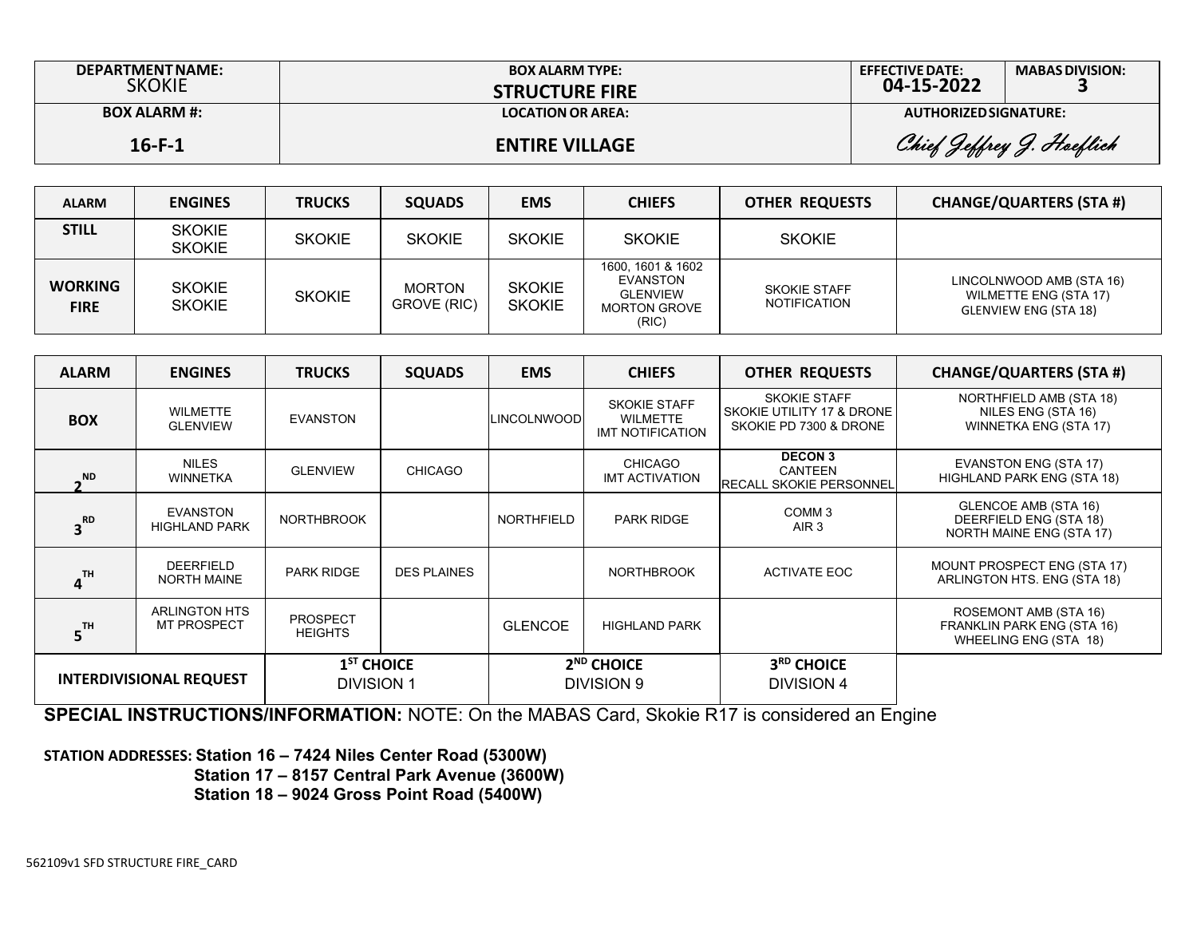| DEPARTMENT NAME: SKOKIE | BOX ALARM TYPE: **STRUCTURE FIRE** | EFFECTIVE DATE: **04-15-2022** | MABAS DIVISION: **3** |
|---|---|---|---|
| BOX ALARM #: **16-F-1** | LOCATION OR AREA: **ENTIRE VILLAGE** | AUTHORIZED SIGNATURE: *Chief Jeffrey J. Hoeflich* | |

| ALARM | ENGINES | TRUCKS | SQUADS | EMS | CHIEFS | OTHER REQUESTS | CHANGE/QUARTERS (STA #) |
|---|---|---|---|---|---|---|---|
| **STILL** | SKOKIE SKOKIE | SKOKIE | SKOKIE | SKOKIE | SKOKIE | SKOKIE | |
| **WORKING FIRE** | SKOKIE SKOKIE | SKOKIE | MORTON GROVE (RIC) | SKOKIE SKOKIE | 1600, 1601 & 1602 EVANSTON GLENVIEW MORTON GROVE (RIC) | SKOKIE STAFF NOTIFICATION | LINCOLNWOOD AMB (STA 16) WILMETTE ENG (STA 17) GLENVIEW ENG (STA 18) |

| ALARM | ENGINES | TRUCKS | SQUADS | EMS | CHIEFS | OTHER REQUESTS | CHANGE/QUARTERS (STA #) |
|---|---|---|---|---|---|---|---|
| **BOX** | WILMETTE GLENVIEW | EVANSTON | | LINCOLNWOOD | SKOKIE STAFF WILMETTE IMT NOTIFICATION | SKOKIE STAFF SKOKIE UTILITY 17 & DRONE SKOKIE PD 7300 & DRONE | NORTHFIELD AMB (STA 18) NILES ENG (STA 16) WINNETKA ENG (STA 17) |
| **2ND** | NILES WINNETKA | GLENVIEW | CHICAGO | | CHICAGO IMT ACTIVATION | **DECON 3** CANTEEN RECALL SKOKIE PERSONNEL | EVANSTON ENG (STA 17) HIGHLAND PARK ENG (STA 18) |
| **3RD** | EVANSTON HIGHLAND PARK | NORTHBROOK | | NORTHFIELD | PARK RIDGE | COMM 3 AIR 3 | GLENCOE AMB (STA 16) DEERFIELD ENG (STA 18) NORTH MAINE ENG (STA 17) |
| **4TH** | DEERFIELD NORTH MAINE | PARK RIDGE | DES PLAINES | | NORTHBROOK | ACTIVATE EOC | MOUNT PROSPECT ENG (STA 17) ARLINGTON HTS. ENG (STA 18) |
| **5TH** | ARLINGTON HTS MT PROSPECT | PROSPECT HEIGHTS | | GLENCOE | HIGHLAND PARK | | ROSEMONT AMB (STA 16) FRANKLIN PARK ENG (STA 16) WHEELING ENG (STA 18) |
| **INTERDIVISIONAL REQUEST** | | **1ST CHOICE** DIVISION 1 | | **2ND CHOICE** DIVISION 9 | | **3RD CHOICE** DIVISION 4 | |

**SPECIAL INSTRUCTIONS/INFORMATION:** NOTE: On the MABAS Card, Skokie R17 is considered an Engine

**STATION ADDRESSES: Station 16 – 7424 Niles Center Road (5300W)**
**Station 17 – 8157 Central Park Avenue (3600W)**
**Station 18 – 9024 Gross Point Road (5400W)**

562109v1 SFD STRUCTURE FIRE_CARD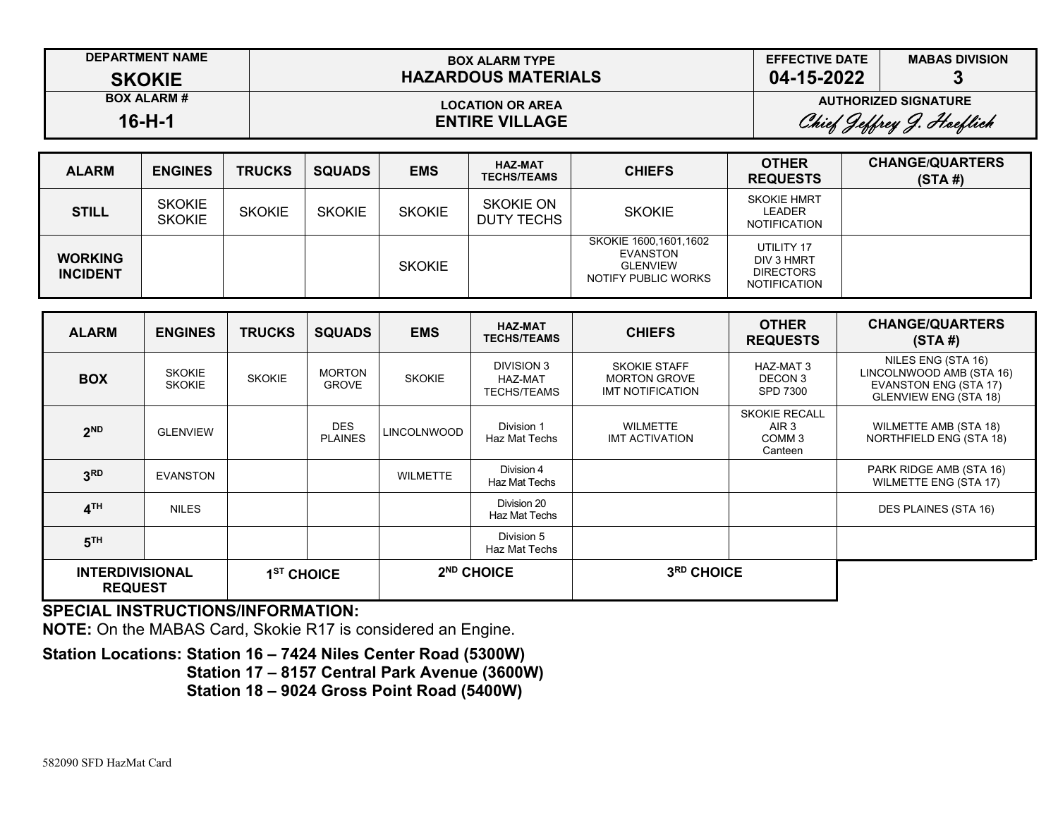| DEPARTMENT NAME | BOX ALARM TYPE | EFFECTIVE DATE | MABAS DIVISION |
|---|---|---|---|
| **SKOKIE** | **HAZARDOUS MATERIALS** | **04-15-2022** | **3** |
| **BOX ALARM #** | **LOCATION OR AREA** | **AUTHORIZED SIGNATURE** | |
| **16-H-1** | **ENTIRE VILLAGE** | *Chief Jeffrey J. Hoeflich* | |

| ALARM | ENGINES | TRUCKS | SQUADS | EMS | HAZ-MAT TECHS/TEAMS | CHIEFS | OTHER REQUESTS | CHANGE/QUARTERS (STA #) |
|---|---|---|---|---|---|---|---|---|
| **STILL** | SKOKIE SKOKIE | SKOKIE | SKOKIE | SKOKIE | SKOKIE ON DUTY TECHS | SKOKIE | SKOKIE HMRT LEADER NOTIFICATION | |
| **WORKING INCIDENT** | | | | SKOKIE | | SKOKIE 1600,1601,1602 EVANSTON GLENVIEW NOTIFY PUBLIC WORKS | UTILITY 17 DIV 3 HMRT DIRECTORS NOTIFICATION | |

| ALARM | ENGINES | TRUCKS | SQUADS | EMS | HAZ-MAT TECHS/TEAMS | CHIEFS | OTHER REQUESTS | CHANGE/QUARTERS (STA #) |
|---|---|---|---|---|---|---|---|---|
| **BOX** | SKOKIE SKOKIE | SKOKIE | MORTON GROVE | SKOKIE | DIVISION 3 HAZ-MAT TECHS/TEAMS | SKOKIE STAFF MORTON GROVE IMT NOTIFICATION | HAZ-MAT 3 DECON 3 SPD 7300 | NILES ENG (STA 16) LINCOLNWOOD AMB (STA 16) EVANSTON ENG (STA 17) GLENVIEW ENG (STA 18) |
| **2ND** | GLENVIEW | | DES PLAINES | LINCOLNWOOD | Division 1 Haz Mat Techs | WILMETTE IMT ACTIVATION | SKOKIE RECALL AIR 3 COMM 3 Canteen | WILMETTE AMB (STA 18) NORTHFIELD ENG (STA 18) |
| **3RD** | EVANSTON | | | WILMETTE | Division 4 Haz Mat Techs | | | PARK RIDGE AMB (STA 16) WILMETTE ENG (STA 17) |
| **4TH** | NILES | | | | Division 20 Haz Mat Techs | | | DES PLAINES (STA 16) |
| **5TH** | | | | | Division 5 Haz Mat Techs | | | |
| **INTERDIVISIONAL REQUEST** | | **1ST CHOICE** | | **2ND CHOICE** | | **3RD CHOICE** | | |

**SPECIAL INSTRUCTIONS/INFORMATION:**

**NOTE:** On the MABAS Card, Skokie R17 is considered an Engine.

**Station Locations: Station 16 – 7424 Niles Center Road (5300W)**
**Station 17 – 8157 Central Park Avenue (3600W)**
**Station 18 – 9024 Gross Point Road (5400W)**

582090 SFD HazMat Card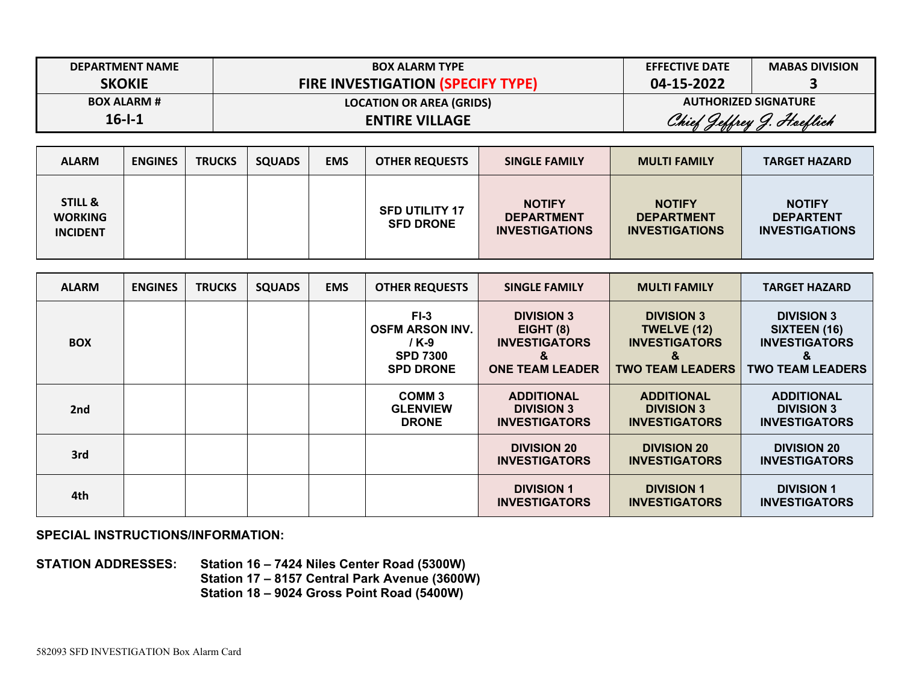| DEPARTMENT NAME | BOX ALARM TYPE | EFFECTIVE DATE | MABAS DIVISION |
| --- | --- | --- | --- |
| **SKOKIE** | **FIRE INVESTIGATION (SPECIFY TYPE)** | **04-15-2022** | **3** |
| **BOX ALARM #** | **LOCATION OR AREA (GRIDS)** | **AUTHORIZED SIGNATURE** | |
| **16-I-1** | **ENTIRE VILLAGE** | *Chief Jeffrey J. Hoeflich* | |

| ALARM | ENGINES | TRUCKS | SQUADS | EMS | OTHER REQUESTS | SINGLE FAMILY | MULTI FAMILY | TARGET HAZARD |
| --- | --- | --- | --- | --- | --- | --- | --- | --- |
| **STILL & WORKING INCIDENT** | | | | | **SFD UTILITY 17 SFD DRONE** | **NOTIFY DEPARTMENT INVESTIGATIONS** | **NOTIFY DEPARTMENT INVESTIGATIONS** | **NOTIFY DEPARTENT INVESTIGATIONS** |

| ALARM | ENGINES | TRUCKS | SQUADS | EMS | OTHER REQUESTS | SINGLE FAMILY | MULTI FAMILY | TARGET HAZARD |
| --- | --- | --- | --- | --- | --- | --- | --- | --- |
| **BOX** | | | | | **FI-3 OSFM ARSON INV. / K-9 SPD 7300 SPD DRONE** | **DIVISION 3 EIGHT (8) INVESTIGATORS & ONE TEAM LEADER** | **DIVISION 3 TWELVE (12) INVESTIGATORS & TWO TEAM LEADERS** | **DIVISION 3 SIXTEEN (16) INVESTIGATORS & TWO TEAM LEADERS** |
| **2nd** | | | | | **COMM 3 GLENVIEW DRONE** | **ADDITIONAL DIVISION 3 INVESTIGATORS** | **ADDITIONAL DIVISION 3 INVESTIGATORS** | **ADDITIONAL DIVISION 3 INVESTIGATORS** |
| **3rd** | | | | | | **DIVISION 20 INVESTIGATORS** | **DIVISION 20 INVESTIGATORS** | **DIVISION 20 INVESTIGATORS** |
| **4th** | | | | | | **DIVISION 1 INVESTIGATORS** | **DIVISION 1 INVESTIGATORS** | **DIVISION 1 INVESTIGATORS** |

**SPECIAL INSTRUCTIONS/INFORMATION:**

**STATION ADDRESSES:**
**Station 16 – 7424 Niles Center Road (5300W)**
**Station 17 – 8157 Central Park Avenue (3600W)**
**Station 18 – 9024 Gross Point Road (5400W)**

582093 SFD INVESTIGATION Box Alarm Card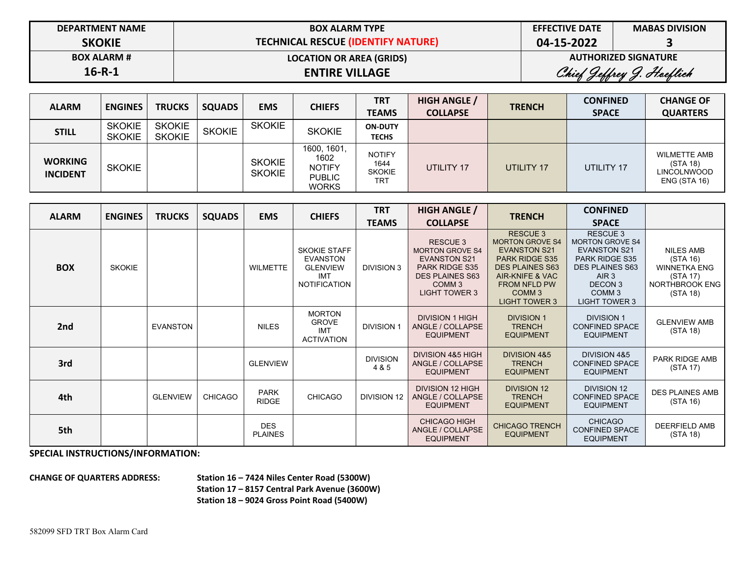| DEPARTMENT NAME | BOX ALARM TYPE | EFFECTIVE DATE | MABAS DIVISION |
|---|---|---|---|
| **SKOKIE** | **TECHNICAL RESCUE (IDENTIFY NATURE)** | **04-15-2022** | **3** |
| **BOX ALARM #** | **LOCATION OR AREA (GRIDS)** | **AUTHORIZED SIGNATURE** | |
| **16-R-1** | **ENTIRE VILLAGE** | *Chief Jeffrey J. Hoeflich* | |

| ALARM | ENGINES | TRUCKS | SQUADS | EMS | CHIEFS | TRT TEAMS | HIGH ANGLE / COLLAPSE | TRENCH | CONFINED SPACE | CHANGE OF QUARTERS |
|---|---|---|---|---|---|---|---|---|---|---|
| **STILL** | SKOKIE SKOKIE | SKOKIE SKOKIE | SKOKIE | SKOKIE | SKOKIE | **ON-DUTY TECHS** | | | | |
| **WORKING INCIDENT** | SKOKIE | | | SKOKIE SKOKIE | 1600, 1601, 1602 NOTIFY PUBLIC WORKS | NOTIFY 1644 SKOKIE TRT | UTILITY 17 | UTILITY 17 | UTILITY 17 | WILMETTE AMB (STA 18) LINCOLNWOOD ENG (STA 16) |

| ALARM | ENGINES | TRUCKS | SQUADS | EMS | CHIEFS | TRT TEAMS | HIGH ANGLE / COLLAPSE | TRENCH | CONFINED SPACE | |
|---|---|---|---|---|---|---|---|---|---|---|
| **BOX** | SKOKIE | | | WILMETTE | SKOKIE STAFF EVANSTON GLENVIEW IMT NOTIFICATION | DIVISION 3 | RESCUE 3 MORTON GROVE S4 EVANSTON S21 PARK RIDGE S35 DES PLAINES S63 COMM 3 LIGHT TOWER 3 | RESCUE 3 MORTON GROVE S4 EVANSTON S21 PARK RIDGE S35 DES PLAINES S63 AIR-KNIFE & VAC FROM NFLD PW COMM 3 LIGHT TOWER 3 | RESCUE 3 MORTON GROVE S4 EVANSTON S21 PARK RIDGE S35 DES PLAINES S63 AIR 3 DECON 3 COMM 3 LIGHT TOWER 3 | NILES AMB (STA 16) WINNETKA ENG (STA 17) NORTHBROOK ENG (STA 18) |
| **2nd** | | EVANSTON | | NILES | MORTON GROVE IMT ACTIVATION | DIVISION 1 | DIVISION 1 HIGH ANGLE / COLLAPSE EQUIPMENT | DIVISION 1 TRENCH EQUIPMENT | DIVISION 1 CONFINED SPACE EQUIPMENT | GLENVIEW AMB (STA 18) |
| **3rd** | | | | GLENVIEW | | DIVISION 4 & 5 | DIVISION 4&5 HIGH ANGLE / COLLAPSE EQUIPMENT | DIVISION 4&5 TRENCH EQUIPMENT | DIVISION 4&5 CONFINED SPACE EQUIPMENT | PARK RIDGE AMB (STA 17) |
| **4th** | | GLENVIEW | CHICAGO | PARK RIDGE | CHICAGO | DIVISION 12 | DIVISION 12 HIGH ANGLE / COLLAPSE EQUIPMENT | DIVISION 12 TRENCH EQUIPMENT | DIVISION 12 CONFINED SPACE EQUIPMENT | DES PLAINES AMB (STA 16) |
| **5th** | | | | DES PLAINES | | | CHICAGO HIGH ANGLE / COLLAPSE EQUIPMENT | CHICAGO TRENCH EQUIPMENT | CHICAGO CONFINED SPACE EQUIPMENT | DEERFIELD AMB (STA 18) |

**SPECIAL INSTRUCTIONS/INFORMATION:**

**CHANGE OF QUARTERS ADDRESS:**

**Station 16 – 7424 Niles Center Road (5300W)**
**Station 17 – 8157 Central Park Avenue (3600W)**
**Station 18 – 9024 Gross Point Road (5400W)**

582099 SFD TRT Box Alarm Card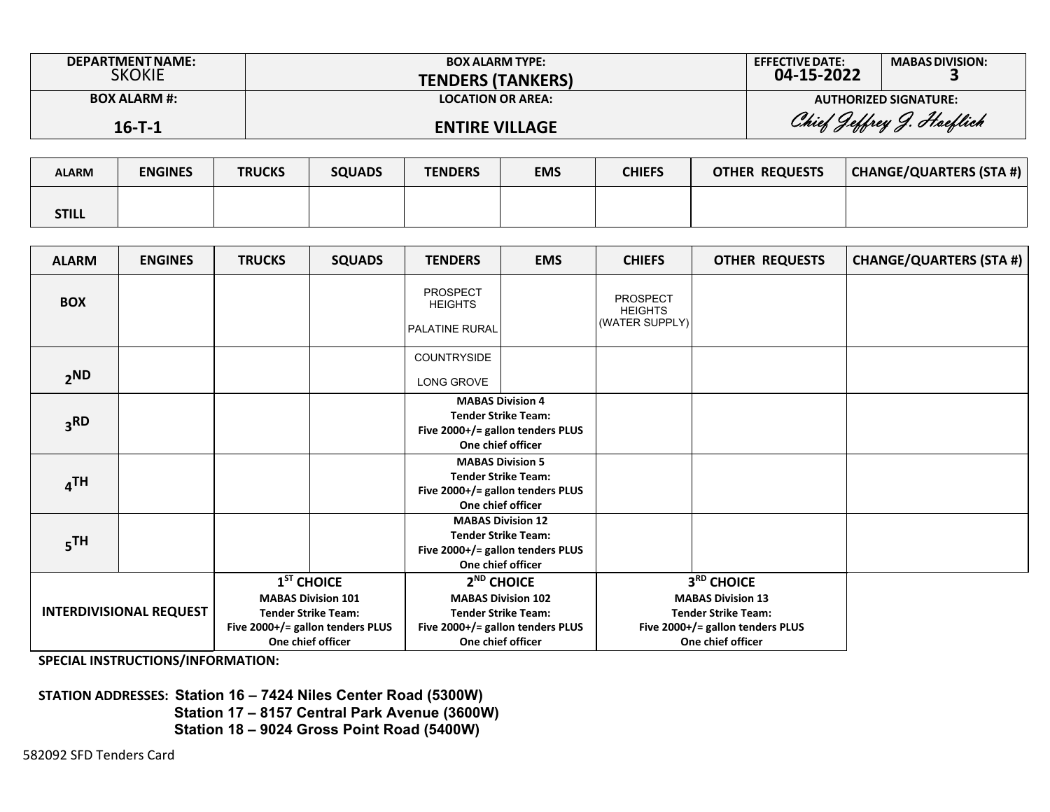| DEPARTMENT NAME: SKOKIE | BOX ALARM TYPE: **TENDERS (TANKERS)** | EFFECTIVE DATE: **04-15-2022** | MABAS DIVISION: **3** |
|---|---|---|---|
| **BOX ALARM #: 16-T-1** | **LOCATION OR AREA: ENTIRE VILLAGE** | AUTHORIZED SIGNATURE: *Chief Jeffrey J. Hoeflich* | |

| ALARM | ENGINES | TRUCKS | SQUADS | TENDERS | EMS | CHIEFS | OTHER REQUESTS | CHANGE/QUARTERS (STA #) |
|---|---|---|---|---|---|---|---|---|
| STILL | | | | | | | | |

| ALARM | ENGINES | TRUCKS | SQUADS | TENDERS | EMS | CHIEFS | OTHER REQUESTS | CHANGE/QUARTERS (STA #) |
|---|---|---|---|---|---|---|---|---|
| BOX | | | | PROSPECT HEIGHTS<br>PALATINE RURAL | | PROSPECT HEIGHTS (WATER SUPPLY) | | |
| 2ND | | | | COUNTRYSIDE<br>LONG GROVE | | | | |
| 3RD | | | | **MABAS Division 4 Tender Strike Team: Five 2000+/= gallon tenders PLUS One chief officer** | | | | |
| 4TH | | | | **MABAS Division 5 Tender Strike Team: Five 2000+/= gallon tenders PLUS One chief officer** | | | | |
| 5TH | | | | **MABAS Division 12 Tender Strike Team: Five 2000+/= gallon tenders PLUS One chief officer** | | | | |
| INTERDIVISIONAL REQUEST | | **1ST CHOICE**<br>**MABAS Division 101 Tender Strike Team: Five 2000+/= gallon tenders PLUS One chief officer** | | **2ND CHOICE**<br>**MABAS Division 102 Tender Strike Team: Five 2000+/= gallon tenders PLUS One chief officer** | | **3RD CHOICE**<br>**MABAS Division 13 Tender Strike Team: Five 2000+/= gallon tenders PLUS One chief officer** | | |

**SPECIAL INSTRUCTIONS/INFORMATION:**

**STATION ADDRESSES:** **Station 16 – 7424 Niles Center Road (5300W)**
**Station 17 – 8157 Central Park Avenue (3600W)**
**Station 18 – 9024 Gross Point Road (5400W)**

582092 SFD Tenders Card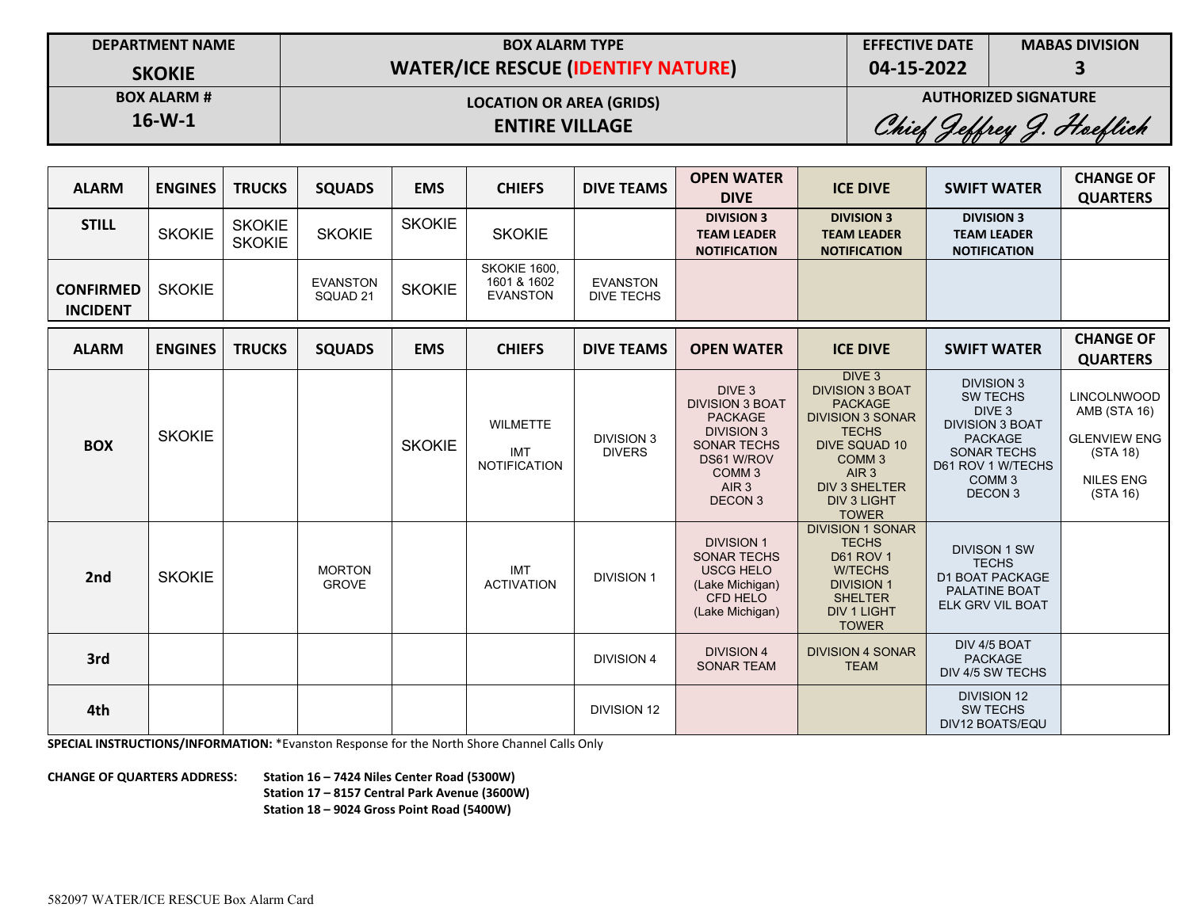| DEPARTMENT NAME | BOX ALARM TYPE | EFFECTIVE DATE | MABAS DIVISION |
|---|---|---|---|
| **SKOKIE** | **WATER/ICE RESCUE (IDENTIFY NATURE)** | **04-15-2022** | **3** |
| **BOX ALARM #** | **LOCATION OR AREA (GRIDS)** | **AUTHORIZED SIGNATURE** | |
| **16-W-1** | **ENTIRE VILLAGE** | *Chief Jeffrey J. Hoeflich* | |

| ALARM | ENGINES | TRUCKS | SQUADS | EMS | CHIEFS | DIVE TEAMS | OPEN WATER DIVE | ICE DIVE | SWIFT WATER | CHANGE OF QUARTERS |
|---|---|---|---|---|---|---|---|---|---|---|
| **STILL** | SKOKIE | SKOKIE SKOKIE | SKOKIE | SKOKIE | SKOKIE | | **DIVISION 3 TEAM LEADER NOTIFICATION** | **DIVISION 3 TEAM LEADER NOTIFICATION** | **DIVISION 3 TEAM LEADER NOTIFICATION** | |
| **CONFIRMED INCIDENT** | SKOKIE | | EVANSTON SQUAD 21 | SKOKIE | SKOKIE 1600, 1601 & 1602 EVANSTON | EVANSTON DIVE TECHS | | | | |

| ALARM | ENGINES | TRUCKS | SQUADS | EMS | CHIEFS | DIVE TEAMS | OPEN WATER | ICE DIVE | SWIFT WATER | CHANGE OF QUARTERS |
|---|---|---|---|---|---|---|---|---|---|---|
| **BOX** | SKOKIE | | | SKOKIE | WILMETTE IMT NOTIFICATION | DIVISION 3 DIVERS | DIVE 3 DIVISION 3 BOAT PACKAGE DIVISION 3 SONAR TECHS DS61 W/ROV COMM 3 AIR 3 DECON 3 | DIVE 3 DIVISION 3 BOAT PACKAGE DIVISION 3 SONAR TECHS DIVE SQUAD 10 COMM 3 AIR 3 DIV 3 SHELTER DIV 3 LIGHT TOWER | DIVISION 3 SW TECHS DIVE 3 DIVISION 3 BOAT PACKAGE SONAR TECHS D61 ROV 1 W/TECHS COMM 3 DECON 3 | LINCOLNWOOD AMB (STA 16) GLENVIEW ENG (STA 18) NILES ENG (STA 16) |
| **2nd** | SKOKIE | | MORTON GROVE | | IMT ACTIVATION | DIVISION 1 | DIVISION 1 SONAR TECHS USCG HELO (Lake Michigan) CFD HELO (Lake Michigan) | DIVISION 1 SONAR TECHS D61 ROV 1 W/TECHS DIVISION 1 SHELTER DIV 1 LIGHT TOWER | DIVISON 1 SW TECHS D1 BOAT PACKAGE PALATINE BOAT ELK GRV VIL BOAT | |
| **3rd** | | | | | | DIVISION 4 | DIVISION 4 SONAR TEAM | DIVISION 4 SONAR TEAM | DIV 4/5 BOAT PACKAGE DIV 4/5 SW TECHS | |
| **4th** | | | | | | DIVISION 12 | | | DIVISION 12 SW TECHS DIV12 BOATS/EQU | |

**SPECIAL INSTRUCTIONS/INFORMATION:** *Evanston Response for the North Shore Channel Calls Only

**CHANGE OF QUARTERS ADDRESS:**
**Station 16 – 7424 Niles Center Road (5300W)**
**Station 17 – 8157 Central Park Avenue (3600W)**
**Station 18 – 9024 Gross Point Road (5400W)**

582097 WATER/ICE RESCUE Box Alarm Card